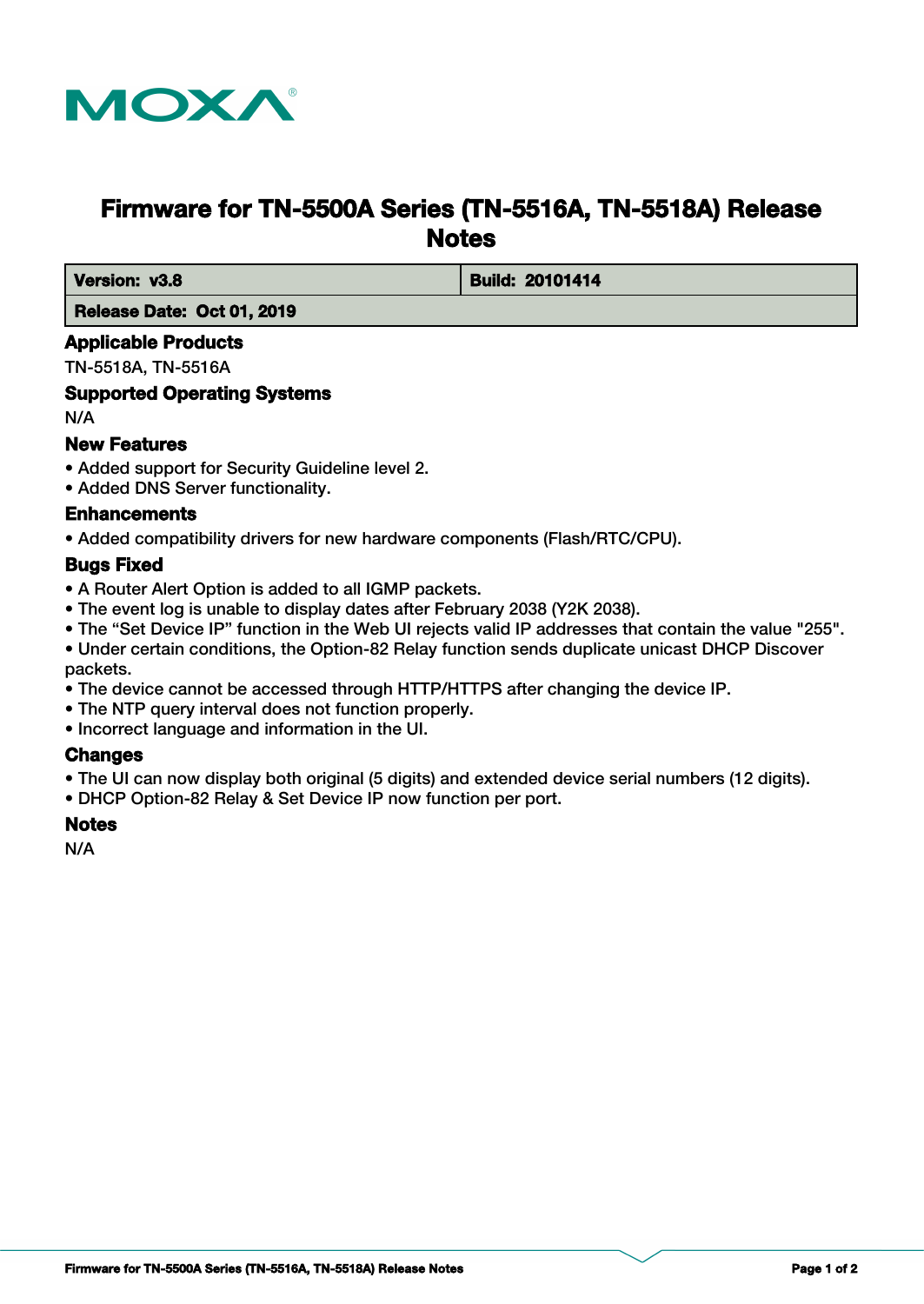# Firmware for TN-5500A Series (TN-5516A, TN-5518A) Release Notes

| **Version: v3.8** | **Build: 20101414** |
|---|---|
| **Release Date: Oct 01, 2019** | |

## Applicable Products

TN-5518A, TN-5516A

## Supported Operating Systems

N/A

## New Features

- Added support for Security Guideline level 2.
- Added DNS Server functionality.

## Enhancements

- Added compatibility drivers for new hardware components (Flash/RTC/CPU).

## Bugs Fixed

- A Router Alert Option is added to all IGMP packets.
- The event log is unable to display dates after February 2038 (Y2K 2038).
- The “Set Device IP” function in the Web UI rejects valid IP addresses that contain the value "255".
- Under certain conditions, the Option-82 Relay function sends duplicate unicast DHCP Discover packets.
- The device cannot be accessed through HTTP/HTTPS after changing the device IP.
- The NTP query interval does not function properly.
- Incorrect language and information in the UI.

## Changes

- The UI can now display both original (5 digits) and extended device serial numbers (12 digits).
- DHCP Option-82 Relay & Set Device IP now function per port.

## Notes

N/A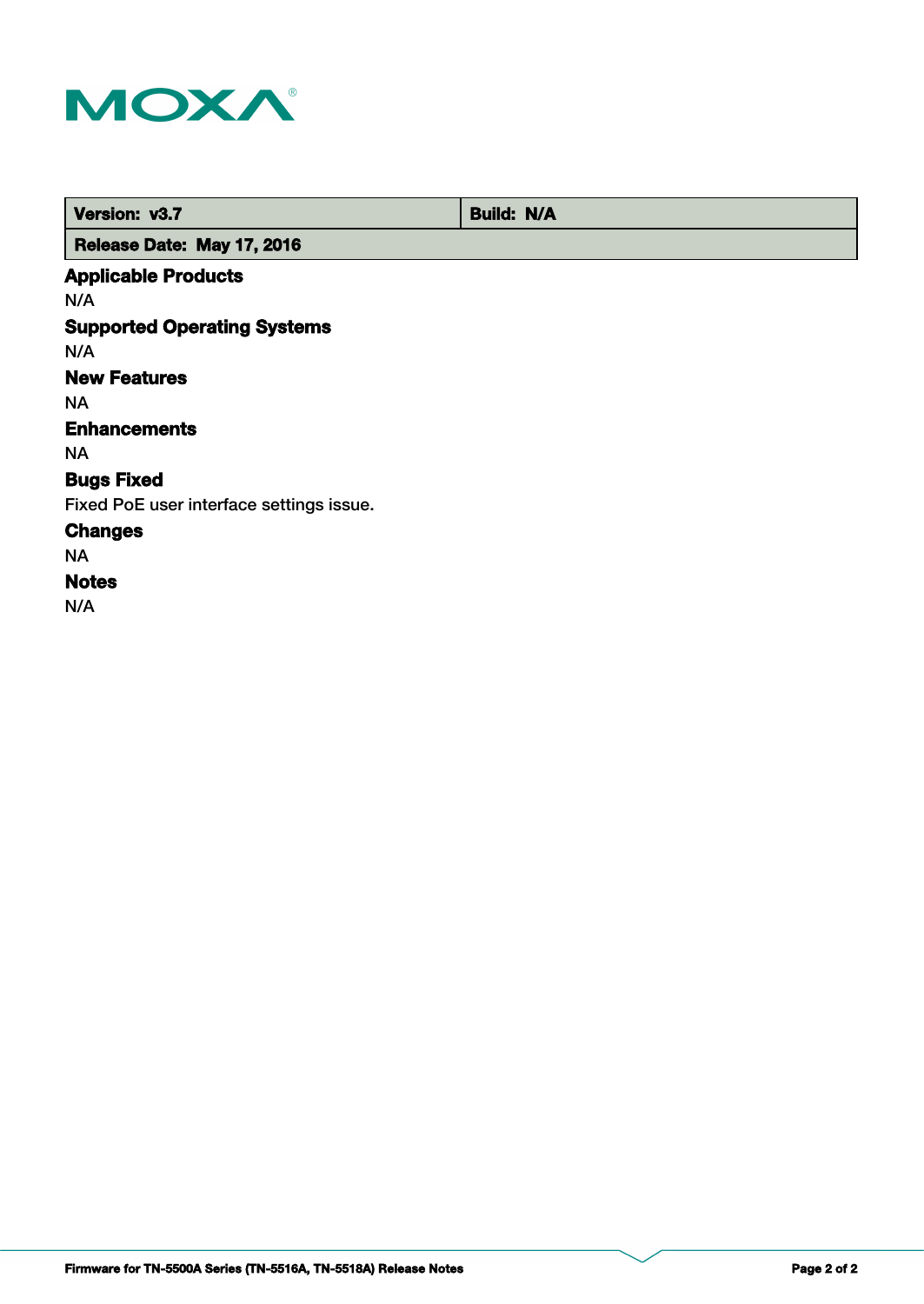| Version: v3.7 | Build: N/A |
| --- | --- |
| Release Date: May 17, 2016 | |

## Applicable Products

N/A

## Supported Operating Systems

N/A

## New Features

NA

## Enhancements

NA

## Bugs Fixed

Fixed PoE user interface settings issue.

## Changes

NA

## Notes

N/A